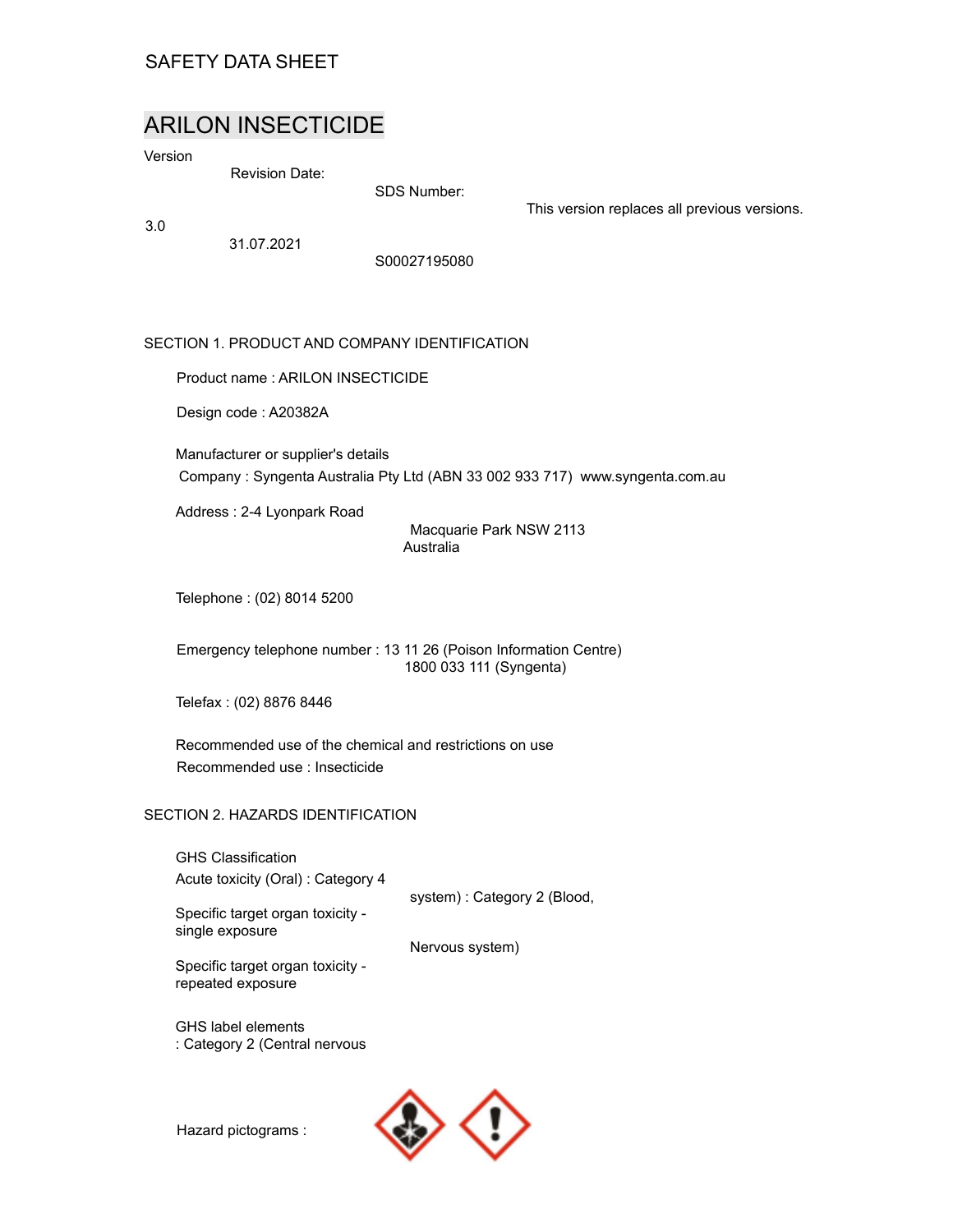SAFETY DATA SHEET

# ARILON INSECTICIDE

| Version | Revision Date: | SDS Number: | This version replaces all previous versions. |
| --- | --- | --- | --- |
| 3.0 | 31.07.2021 | S00027195080 | |

## SECTION 1. PRODUCT AND COMPANY IDENTIFICATION

Product name : ARILON INSECTICIDE

Design code : A20382A

Manufacturer or supplier's details

Company : Syngenta Australia Pty Ltd (ABN 33 002 933 717) www.syngenta.com.au

Address : 2-4 Lyonpark Road
Macquarie Park NSW 2113
Australia

Telephone : (02) 8014 5200

Emergency telephone number : 13 11 26 (Poison Information Centre)
1800 033 111 (Syngenta)

Telefax : (02) 8876 8446

Recommended use of the chemical and restrictions on use

Recommended use : Insecticide

## SECTION 2. HAZARDS IDENTIFICATION

GHS Classification

Acute toxicity (Oral) : Category 4

Specific target organ toxicity - single exposure : Category 2 (Central nervous system)

Specific target organ toxicity - repeated exposure : Category 2 (Blood, Nervous system)

GHS label elements

Hazard pictograms :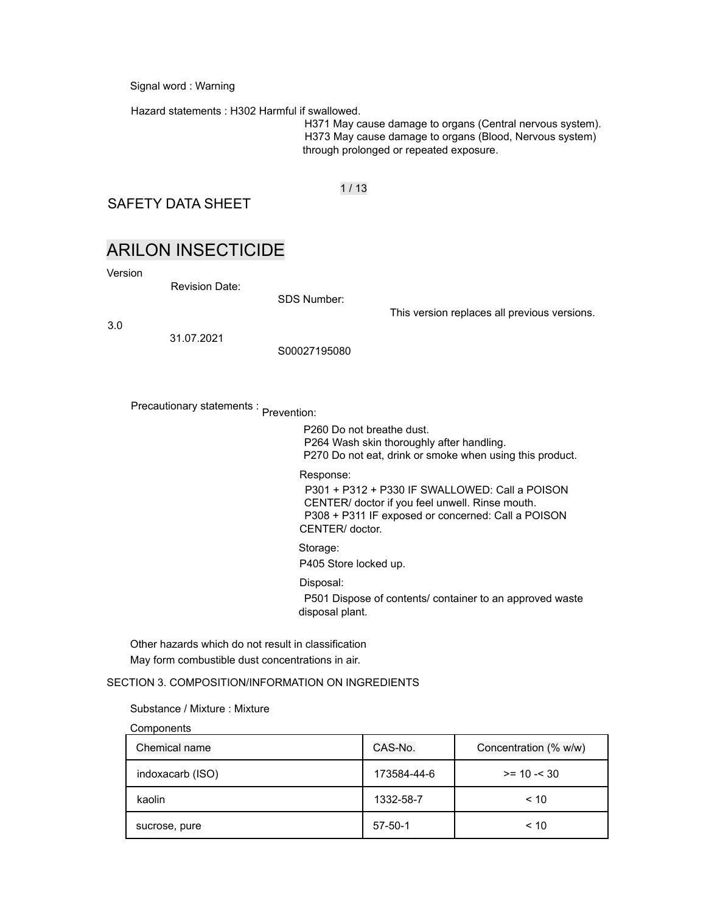Signal word : Warning

Hazard statements : H302 Harmful if swallowed.
H371 May cause damage to organs (Central nervous system).
H373 May cause damage to organs (Blood, Nervous system) through prolonged or repeated exposure.

SAFETY DATA SHEET

# ARILON INSECTICIDE

| Version | Revision Date: | SDS Number: | This version replaces all previous versions. |
|---|---|---|---|
| 3.0 | 31.07.2021 | S00027195080 | |

Precautionary statements : Prevention:

P260 Do not breathe dust.
P264 Wash skin thoroughly after handling.
P270 Do not eat, drink or smoke when using this product.

Response:

P301 + P312 + P330 IF SWALLOWED: Call a POISON CENTER/ doctor if you feel unwell. Rinse mouth.
P308 + P311 IF exposed or concerned: Call a POISON CENTER/ doctor.

Storage:

P405 Store locked up.

Disposal:

P501 Dispose of contents/ container to an approved waste disposal plant.

Other hazards which do not result in classification

May form combustible dust concentrations in air.

## SECTION 3. COMPOSITION/INFORMATION ON INGREDIENTS

Substance / Mixture : Mixture

Components

| Chemical name | CAS-No. | Concentration (% w/w) |
|---|---|---|
| indoxacarb (ISO) | 173584-44-6 | >= 10 -< 30 |
| kaolin | 1332-58-7 | < 10 |
| sucrose, pure | 57-50-1 | < 10 |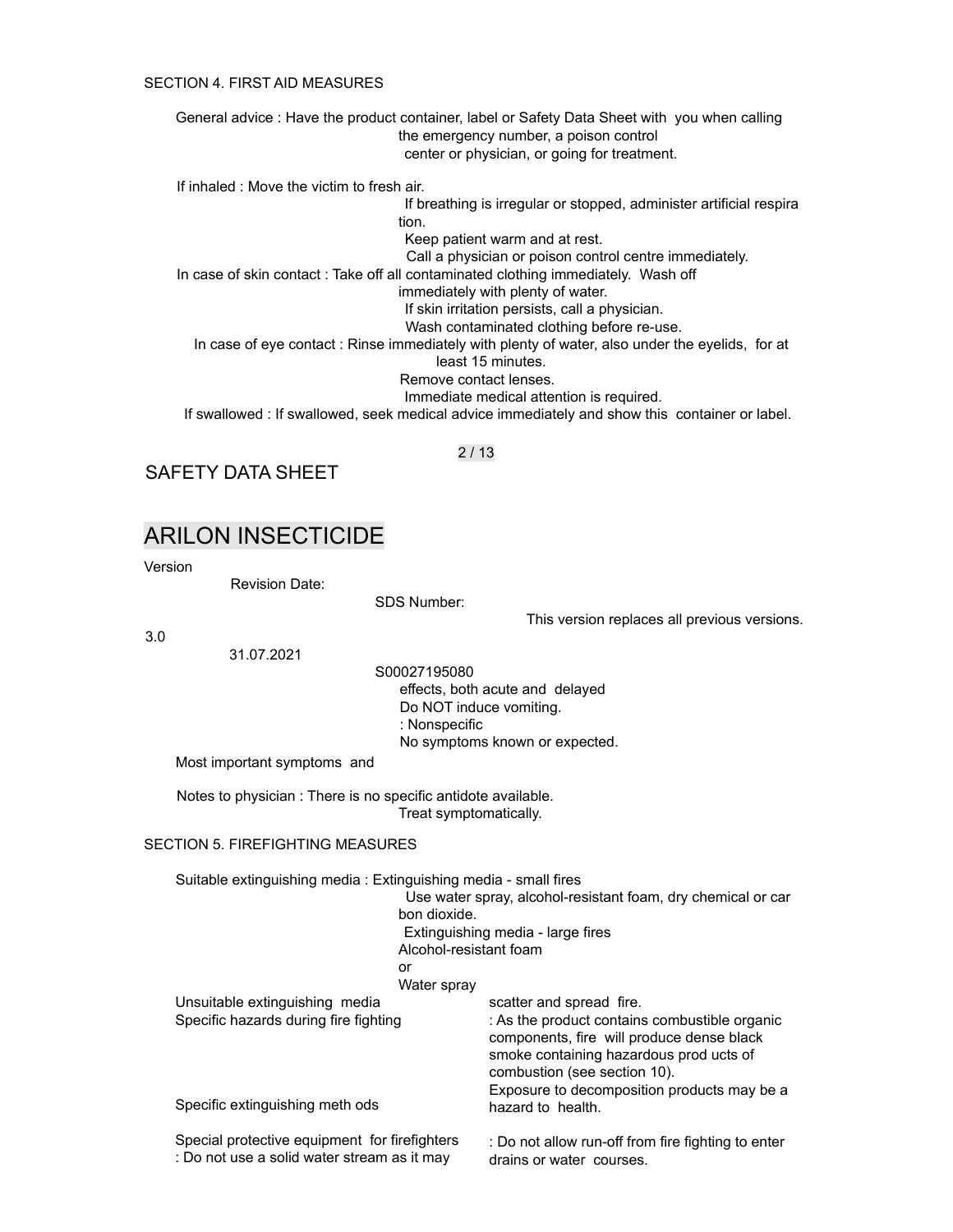## SECTION 4. FIRST AID MEASURES

General advice : Have the product container, label or Safety Data Sheet with you when calling the emergency number, a poison control center or physician, or going for treatment.

If inhaled : Move the victim to fresh air.
If breathing is irregular or stopped, administer artificial respira tion.
Keep patient warm and at rest.
Call a physician or poison control centre immediately.

In case of skin contact : Take off all contaminated clothing immediately. Wash off immediately with plenty of water.
If skin irritation persists, call a physician.
Wash contaminated clothing before re-use.

In case of eye contact : Rinse immediately with plenty of water, also under the eyelids, for at least 15 minutes.
Remove contact lenses.
Immediate medical attention is required.

If swallowed : If swallowed, seek medical advice immediately and show this container or label.

SAFETY DATA SHEET

# ARILON INSECTICIDE

| Version | Revision Date: | SDS Number: | This version replaces all previous versions. |
|---|---|---|---|
| 3.0 | 31.07.2021 | S00027195080 | |

Do NOT induce vomiting.

Most important symptoms and effects, both acute and delayed : Nonspecific
No symptoms known or expected.

Notes to physician : There is no specific antidote available.
Treat symptomatically.

## SECTION 5. FIREFIGHTING MEASURES

Suitable extinguishing media : Extinguishing media - small fires
Use water spray, alcohol-resistant foam, dry chemical or car bon dioxide.
Extinguishing media - large fires
Alcohol-resistant foam
or
Water spray

Unsuitable extinguishing media : Do not use a solid water stream as it may scatter and spread fire.

Specific hazards during fire fighting : As the product contains combustible organic components, fire will produce dense black smoke containing hazardous prod ucts of combustion (see section 10).
Exposure to decomposition products may be a hazard to health.

Specific extinguishing meth ods : Do not allow run-off from fire fighting to enter drains or water courses.

Special protective equipment for firefighters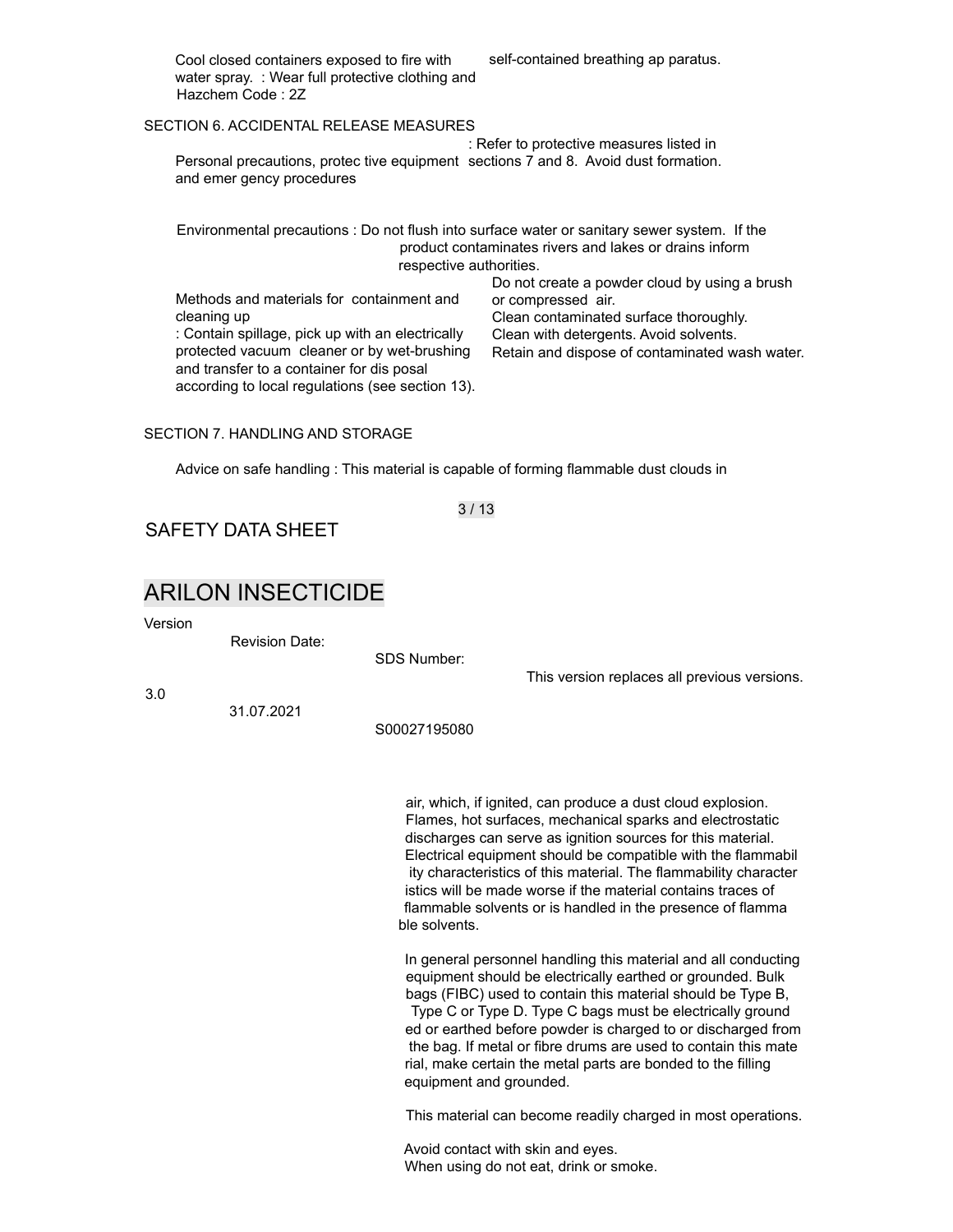Cool closed containers exposed to fire with water spray. : Wear full protective clothing and self-contained breathing ap paratus.
Hazchem Code : 2Z

SECTION 6. ACCIDENTAL RELEASE MEASURES

Personal precautions, protec tive equipment and emer gency procedures : Refer to protective measures listed in sections 7 and 8. Avoid dust formation.

Environmental precautions : Do not flush into surface water or sanitary sewer system. If the product contaminates rivers and lakes or drains inform respective authorities.

Methods and materials for containment and cleaning up : Contain spillage, pick up with an electrically protected vacuum cleaner or by wet-brushing and transfer to a container for dis posal according to local regulations (see section 13).
Do not create a powder cloud by using a brush or compressed air.
Clean contaminated surface thoroughly.
Clean with detergents. Avoid solvents.
Retain and dispose of contaminated wash water.

SECTION 7. HANDLING AND STORAGE

Advice on safe handling : This material is capable of forming flammable dust clouds in air, which, if ignited, can produce a dust cloud explosion. Flames, hot surfaces, mechanical sparks and electrostatic discharges can serve as ignition sources for this material. Electrical equipment should be compatible with the flammabil ity characteristics of this material. The flammability character istics will be made worse if the material contains traces of flammable solvents or is handled in the presence of flamma ble solvents.

In general personnel handling this material and all conducting equipment should be electrically earthed or grounded. Bulk bags (FIBC) used to contain this material should be Type B, Type C or Type D. Type C bags must be electrically ground ed or earthed before powder is charged to or discharged from the bag. If metal or fibre drums are used to contain this mate rial, make certain the metal parts are bonded to the filling equipment and grounded.

This material can become readily charged in most operations.

Avoid contact with skin and eyes.
When using do not eat, drink or smoke.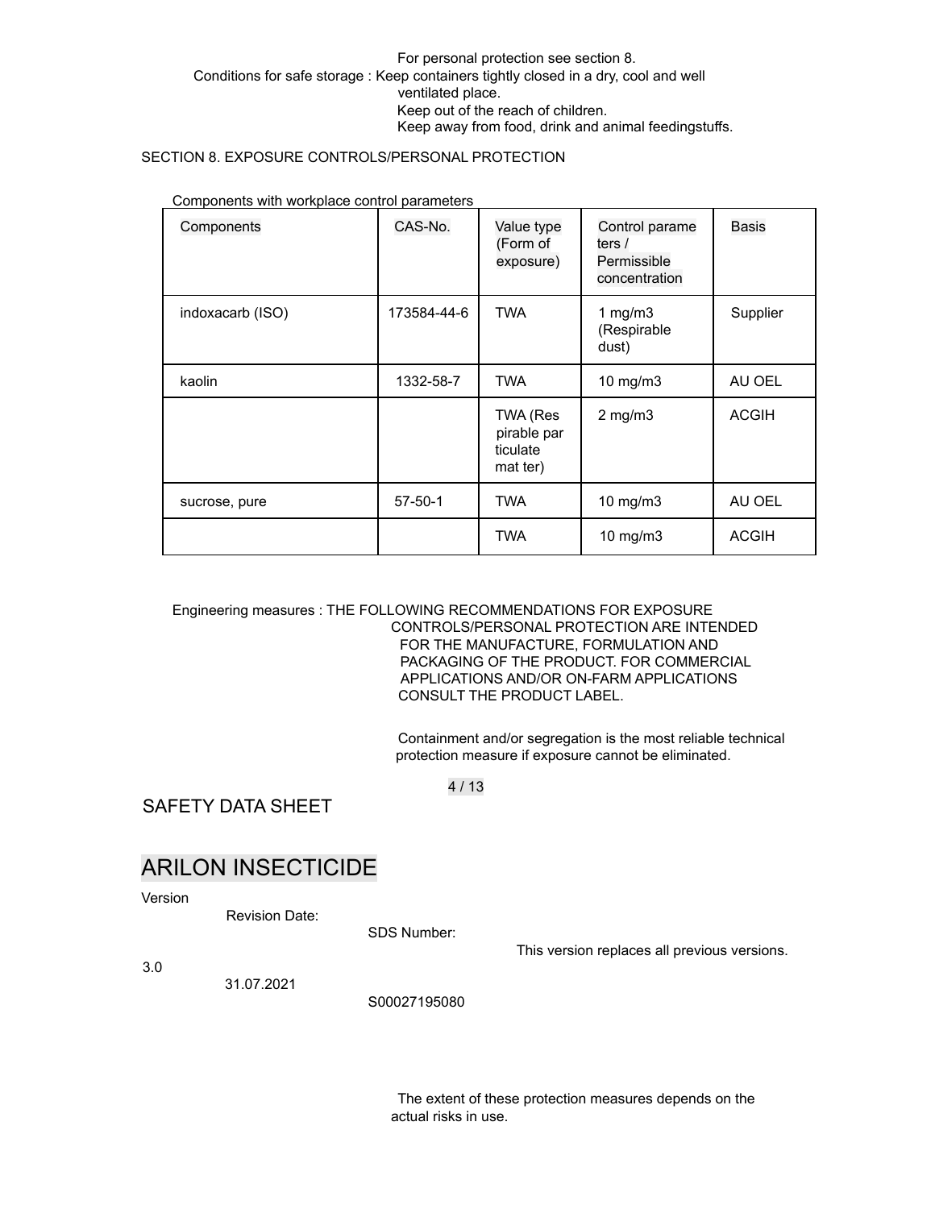For personal protection see section 8.

Conditions for safe storage : Keep containers tightly closed in a dry, cool and well ventilated place.
Keep out of the reach of children.
Keep away from food, drink and animal feedingstuffs.

## SECTION 8. EXPOSURE CONTROLS/PERSONAL PROTECTION

Components with workplace control parameters

| Components | CAS-No. | Value type (Form of exposure) | Control parameters / Permissible concentration | Basis |
|---|---|---|---|---|
| indoxacarb (ISO) | 173584-44-6 | TWA | 1 mg/m3 (Respirable dust) | Supplier |
| kaolin | 1332-58-7 | TWA | 10 mg/m3 | AU OEL |
| | | TWA (Respirable particulate matter) | 2 mg/m3 | ACGIH |
| sucrose, pure | 57-50-1 | TWA | 10 mg/m3 | AU OEL |
| | | TWA | 10 mg/m3 | ACGIH |

Engineering measures : THE FOLLOWING RECOMMENDATIONS FOR EXPOSURE CONTROLS/PERSONAL PROTECTION ARE INTENDED FOR THE MANUFACTURE, FORMULATION AND PACKAGING OF THE PRODUCT. FOR COMMERCIAL APPLICATIONS AND/OR ON-FARM APPLICATIONS CONSULT THE PRODUCT LABEL.

Containment and/or segregation is the most reliable technical protection measure if exposure cannot be eliminated.

The extent of these protection measures depends on the actual risks in use.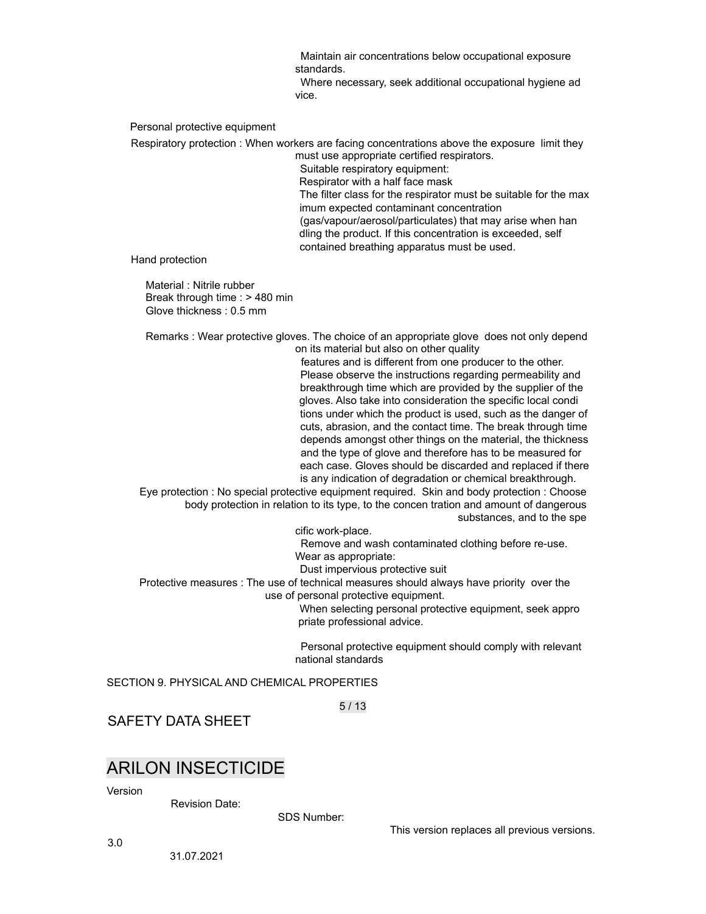Maintain air concentrations below occupational exposure standards.

Where necessary, seek additional occupational hygiene ad vice.

Personal protective equipment

Respiratory protection : When workers are facing concentrations above the exposure limit they must use appropriate certified respirators.

Suitable respiratory equipment:

Respirator with a half face mask

The filter class for the respirator must be suitable for the max imum expected contaminant concentration (gas/vapour/aerosol/particulates) that may arise when han dling the product. If this concentration is exceeded, self contained breathing apparatus must be used.

Hand protection

Material : Nitrile rubber

Break through time : > 480 min

Glove thickness : 0.5 mm

Remarks : Wear protective gloves. The choice of an appropriate glove does not only depend on its material but also on other quality features and is different from one producer to the other. Please observe the instructions regarding permeability and breakthrough time which are provided by the supplier of the gloves. Also take into consideration the specific local condi tions under which the product is used, such as the danger of cuts, abrasion, and the contact time. The break through time depends amongst other things on the material, the thickness and the type of glove and therefore has to be measured for each case. Gloves should be discarded and replaced if there is any indication of degradation or chemical breakthrough.

Eye protection : No special protective equipment required.

Skin and body protection : Choose body protection in relation to its type, to the concen tration and amount of dangerous substances, and to the spe cific work-place.

Remove and wash contaminated clothing before re-use.

Wear as appropriate:

Dust impervious protective suit

Protective measures : The use of technical measures should always have priority over the use of personal protective equipment.

When selecting personal protective equipment, seek appro priate professional advice.

Personal protective equipment should comply with relevant national standards

SECTION 9. PHYSICAL AND CHEMICAL PROPERTIES

SAFETY DATA SHEET

# ARILON INSECTICIDE

| Version | Revision Date: | SDS Number: | This version replaces all previous versions. |
|---|---|---|---|
| 3.0 | 31.07.2021 | | |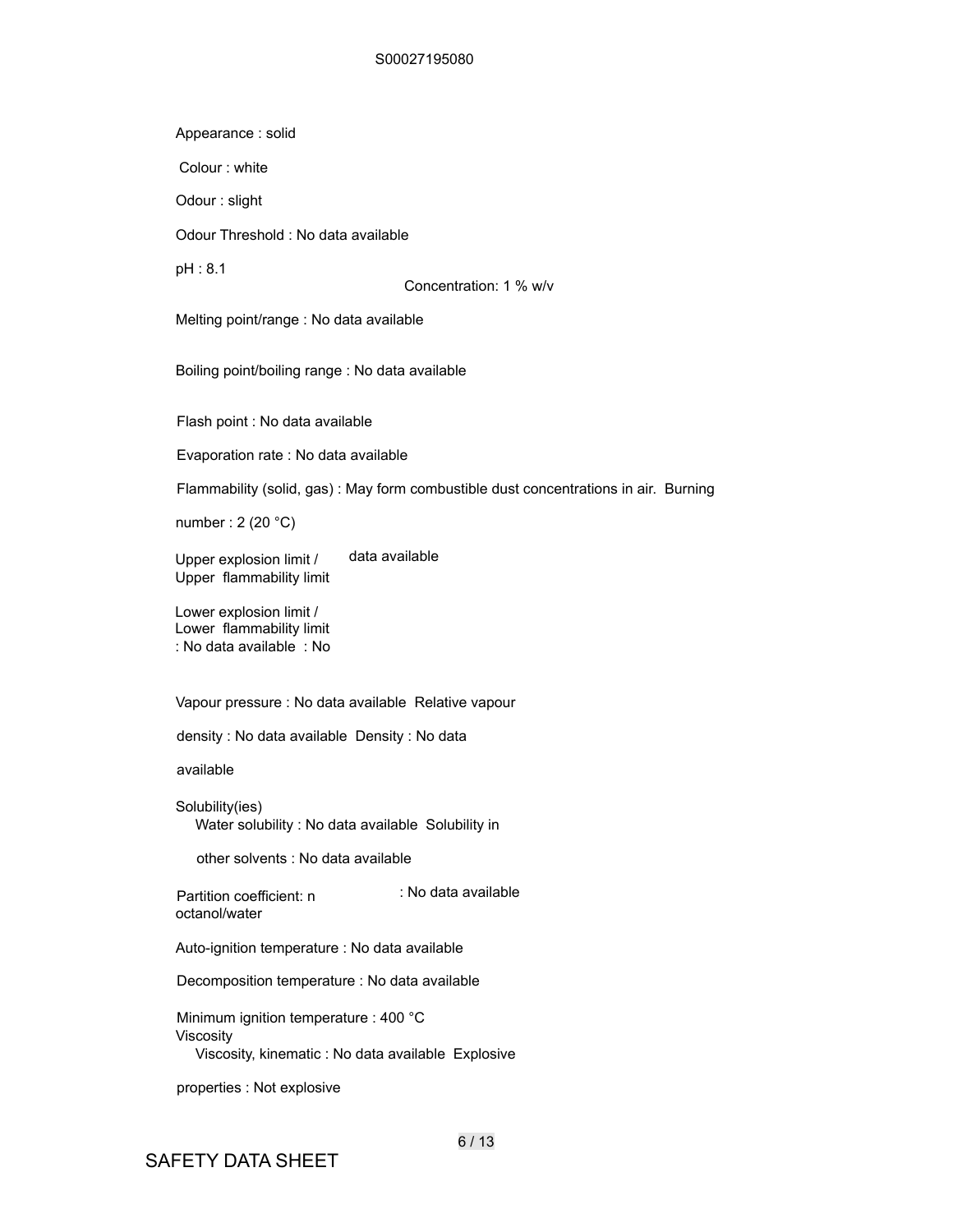Appearance : solid

Colour : white

Odour : slight

Odour Threshold : No data available

pH : 8.1

Concentration: 1 % w/v

Melting point/range : No data available

Boiling point/boiling range : No data available

Flash point : No data available

Evaporation rate : No data available

Flammability (solid, gas) : May form combustible dust concentrations in air. Burning

number : 2 (20 °C)

Upper explosion limit / Upper flammability limit : No data available

Lower explosion limit / Lower flammability limit : No data available

Vapour pressure : No data available

Relative vapour density : No data available

Density : No data available

Solubility(ies)

Water solubility : No data available

Solubility in other solvents : No data available

Partition coefficient: n octanol/water : No data available

Auto-ignition temperature : No data available

Decomposition temperature : No data available

Minimum ignition temperature : 400 °C

Viscosity

Viscosity, kinematic : No data available

Explosive properties : Not explosive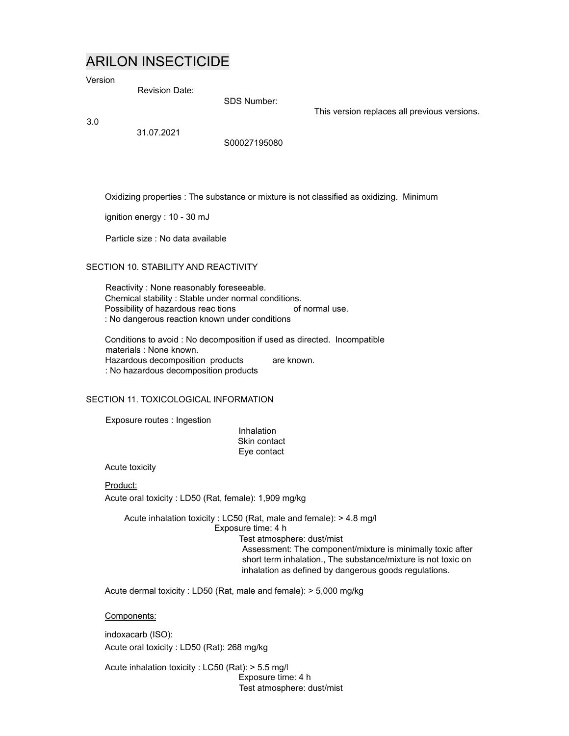# ARILON INSECTICIDE

| Version | Revision Date: | SDS Number: | This version replaces all previous versions. |
|---|---|---|---|
| 3.0 | 31.07.2021 | S00027195080 | |

Oxidizing properties : The substance or mixture is not classified as oxidizing.

Minimum ignition energy : 10 - 30 mJ

Particle size : No data available

## SECTION 10. STABILITY AND REACTIVITY

Reactivity : None reasonably foreseeable.

Chemical stability : Stable under normal conditions.

Possibility of hazardous reactions : No dangerous reaction known under conditions of normal use.

Conditions to avoid : No decomposition if used as directed.

Incompatible materials : None known.

Hazardous decomposition products : No hazardous decomposition products are known.

## SECTION 11. TOXICOLOGICAL INFORMATION

Exposure routes : Ingestion
Inhalation
Skin contact
Eye contact

Acute toxicity

Product:

Acute oral toxicity : LD50 (Rat, female): 1,909 mg/kg

Acute inhalation toxicity : LC50 (Rat, male and female): > 4.8 mg/l
Exposure time: 4 h
Test atmosphere: dust/mist
Assessment: The component/mixture is minimally toxic after short term inhalation., The substance/mixture is not toxic on inhalation as defined by dangerous goods regulations.

Acute dermal toxicity : LD50 (Rat, male and female): > 5,000 mg/kg

Components:

indoxacarb (ISO):

Acute oral toxicity : LD50 (Rat): 268 mg/kg

Acute inhalation toxicity : LC50 (Rat): > 5.5 mg/l
Exposure time: 4 h
Test atmosphere: dust/mist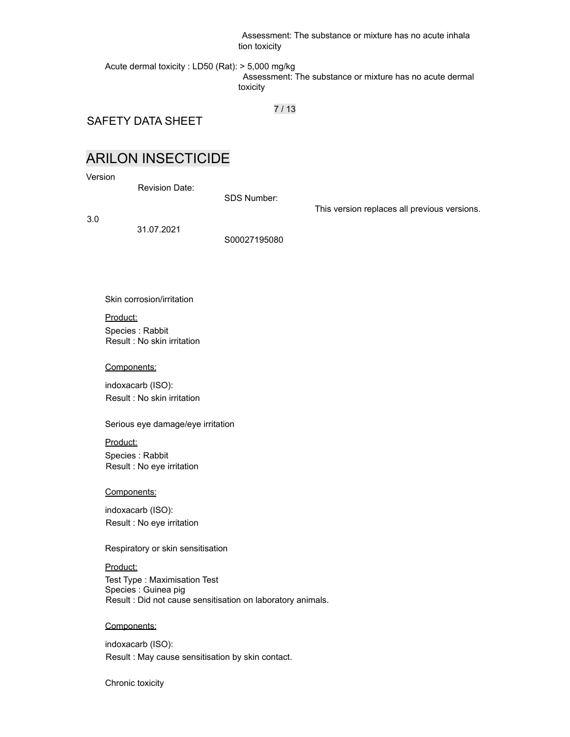Assessment: The substance or mixture has no acute inhalation toxicity

Acute dermal toxicity : LD50 (Rat): > 5,000 mg/kg
Assessment: The substance or mixture has no acute dermal toxicity

SAFETY DATA SHEET

# ARILON INSECTICIDE

| Version | Revision Date: | SDS Number: | This version replaces all previous versions. |
|---|---|---|---|
| 3.0 | 31.07.2021 | S00027195080 | |

Skin corrosion/irritation

Product:

Species : Rabbit
Result : No skin irritation

Components:

indoxacarb (ISO):
Result : No skin irritation

Serious eye damage/eye irritation

Product:

Species : Rabbit
Result : No eye irritation

Components:

indoxacarb (ISO):
Result : No eye irritation

Respiratory or skin sensitisation

Product:

Test Type : Maximisation Test
Species : Guinea pig
Result : Did not cause sensitisation on laboratory animals.

Components:

indoxacarb (ISO):
Result : May cause sensitisation by skin contact.

Chronic toxicity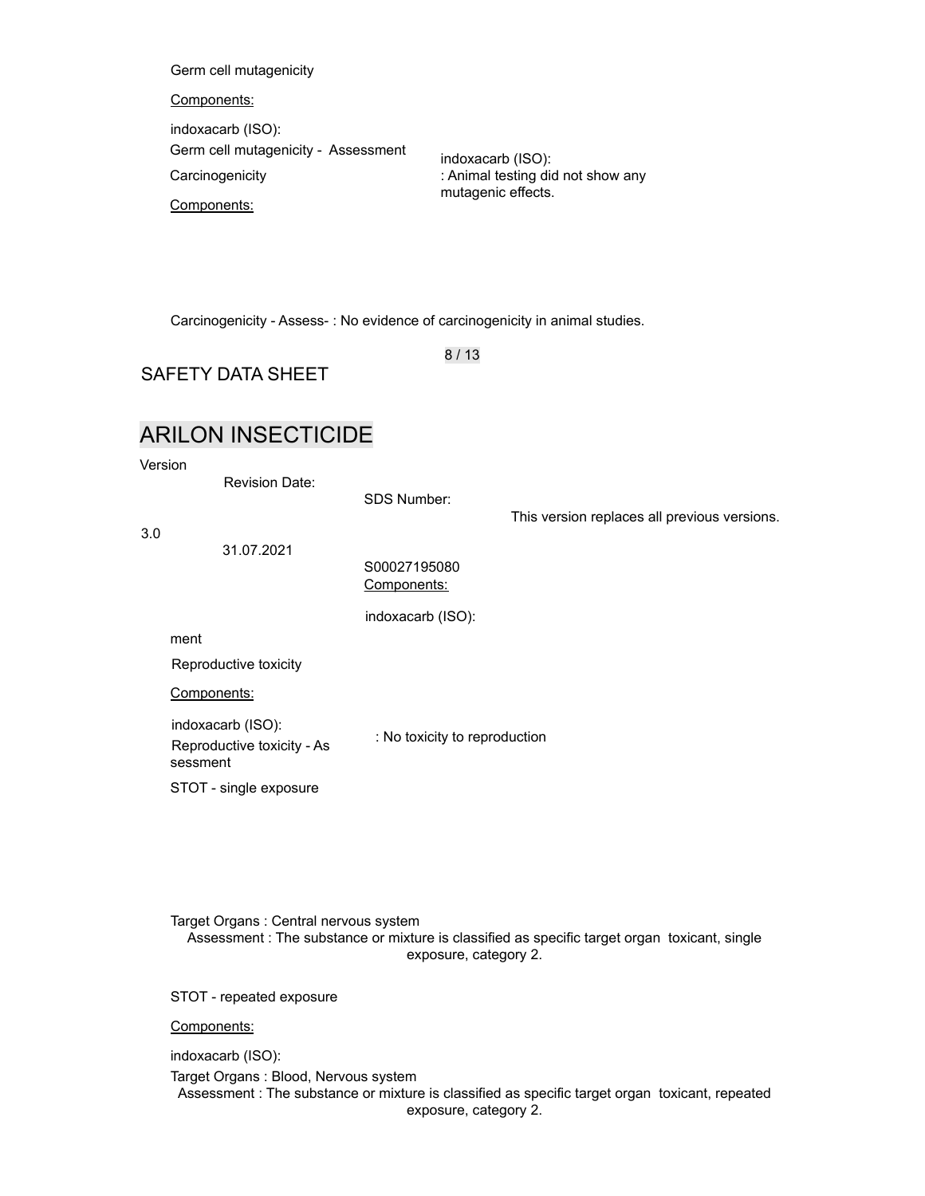Germ cell mutagenicity

Components:

indoxacarb (ISO):

Germ cell mutagenicity - Assessment : Animal testing did not show any mutagenic effects.

Carcinogenicity

Components:

indoxacarb (ISO):

Carcinogenicity - Assessment : No evidence of carcinogenicity in animal studies.

Reproductive toxicity

Components:

indoxacarb (ISO):

Reproductive toxicity - Assessment : No toxicity to reproduction

STOT - single exposure

Target Organs : Central nervous system

Assessment : The substance or mixture is classified as specific target organ toxicant, single exposure, category 2.

STOT - repeated exposure

Components:

indoxacarb (ISO):

Target Organs : Blood, Nervous system

Assessment : The substance or mixture is classified as specific target organ toxicant, repeated exposure, category 2.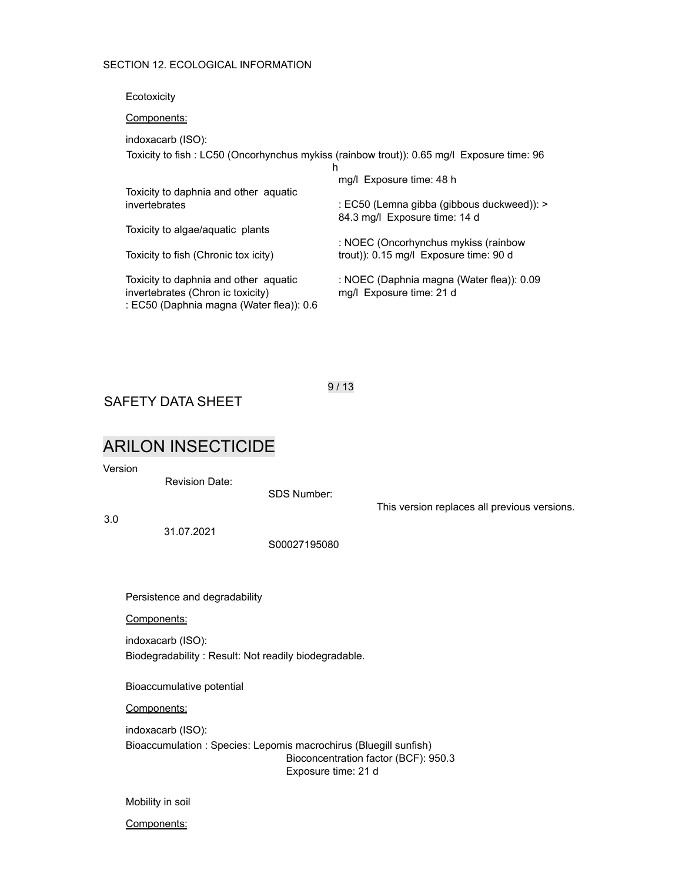SECTION 12. ECOLOGICAL INFORMATION

**Ecotoxicity**

Components:

indoxacarb (ISO):

Toxicity to fish : LC50 (Oncorhynchus mykiss (rainbow trout)): 0.65 mg/l Exposure time: 96 h

Toxicity to daphnia and other aquatic invertebrates : EC50 (Daphnia magna (Water flea)): 0.6 mg/l Exposure time: 48 h

Toxicity to algae/aquatic plants : EC50 (Lemna gibba (gibbous duckweed)): > 84.3 mg/l Exposure time: 14 d

Toxicity to fish (Chronic toxicity) : NOEC (Oncorhynchus mykiss (rainbow trout)): 0.15 mg/l Exposure time: 90 d

Toxicity to daphnia and other aquatic invertebrates (Chronic toxicity) : NOEC (Daphnia magna (Water flea)): 0.09 mg/l Exposure time: 21 d

**Persistence and degradability**

Components:

indoxacarb (ISO):

Biodegradability : Result: Not readily biodegradable.

**Bioaccumulative potential**

Components:

indoxacarb (ISO):

Bioaccumulation : Species: Lepomis macrochirus (Bluegill sunfish)
Bioconcentration factor (BCF): 950.3
Exposure time: 21 d

**Mobility in soil**

Components: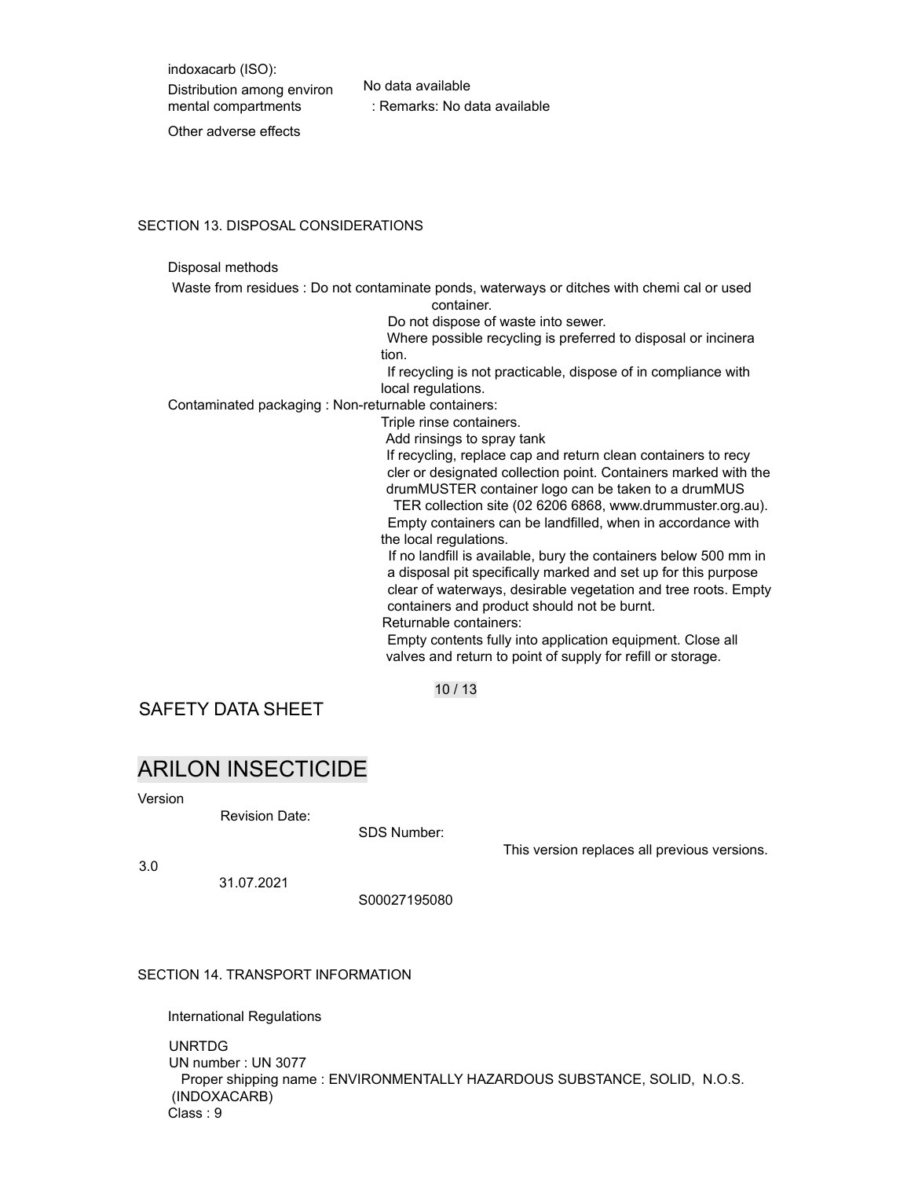indoxacarb (ISO):

Distribution among environmental compartments : No data available

Remarks: No data available

Other adverse effects

## SECTION 13. DISPOSAL CONSIDERATIONS

Disposal methods

Waste from residues : Do not contaminate ponds, waterways or ditches with chemical or used container.
Do not dispose of waste into sewer.
Where possible recycling is preferred to disposal or incineration.
If recycling is not practicable, dispose of in compliance with local regulations.

Contaminated packaging : Non-returnable containers:
Triple rinse containers.
Add rinsings to spray tank
If recycling, replace cap and return clean containers to recycler or designated collection point. Containers marked with the drumMUSTER container logo can be taken to a drumMUSTER collection site (02 6206 6868, www.drummuster.org.au).
Empty containers can be landfilled, when in accordance with the local regulations.
If no landfill is available, bury the containers below 500 mm in a disposal pit specifically marked and set up for this purpose clear of waterways, desirable vegetation and tree roots. Empty containers and product should not be burnt.
Returnable containers:
Empty contents fully into application equipment. Close all valves and return to point of supply for refill or storage.

SAFETY DATA SHEET

# ARILON INSECTICIDE

| Version | Revision Date: | SDS Number: | This version replaces all previous versions. |
|---|---|---|---|
| 3.0 | 31.07.2021 | S00027195080 | |

## SECTION 14. TRANSPORT INFORMATION

International Regulations

UNRTDG

UN number : UN 3077

Proper shipping name : ENVIRONMENTALLY HAZARDOUS SUBSTANCE, SOLID, N.O.S. (INDOXACARB)

Class : 9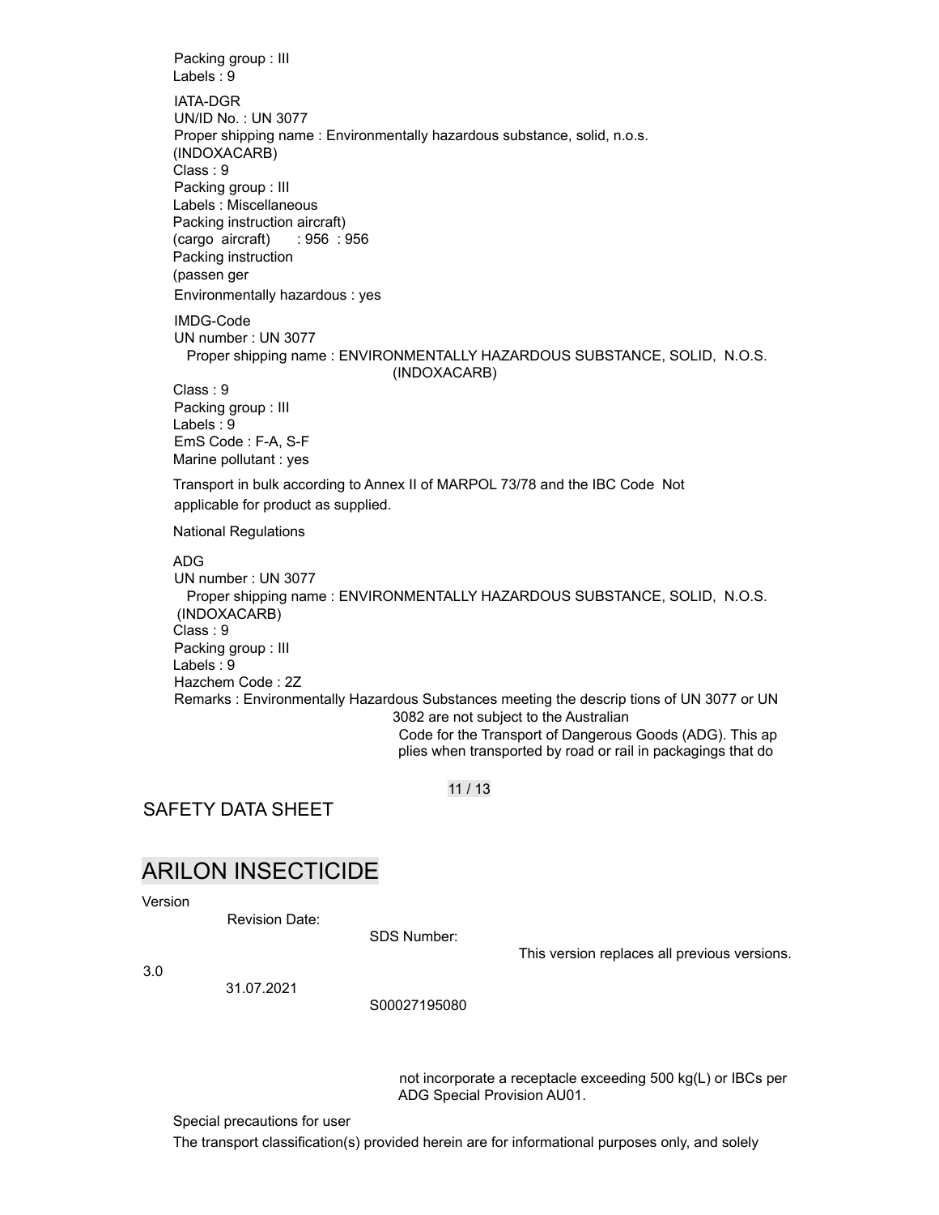Packing group : III
Labels : 9

IATA-DGR
UN/ID No. : UN 3077
Proper shipping name : Environmentally hazardous substance, solid, n.o.s. (INDOXACARB)
Class : 9
Packing group : III
Labels : Miscellaneous
Packing instruction (cargo aircraft) : 956
Packing instruction (passenger aircraft) : 956
Environmentally hazardous : yes

IMDG-Code
UN number : UN 3077
Proper shipping name : ENVIRONMENTALLY HAZARDOUS SUBSTANCE, SOLID, N.O.S. (INDOXACARB)
Class : 9
Packing group : III
Labels : 9
EmS Code : F-A, S-F
Marine pollutant : yes

Transport in bulk according to Annex II of MARPOL 73/78 and the IBC Code Not applicable for product as supplied.

National Regulations

ADG
UN number : UN 3077
Proper shipping name : ENVIRONMENTALLY HAZARDOUS SUBSTANCE, SOLID, N.O.S. (INDOXACARB)
Class : 9
Packing group : III
Labels : 9
Hazchem Code : 2Z
Remarks : Environmentally Hazardous Substances meeting the descriptions of UN 3077 or UN 3082 are not subject to the Australian Code for the Transport of Dangerous Goods (ADG). This applies when transported by road or rail in packagings that do not incorporate a receptacle exceeding 500 kg(L) or IBCs per ADG Special Provision AU01.

Special precautions for user

The transport classification(s) provided herein are for informational purposes only, and solely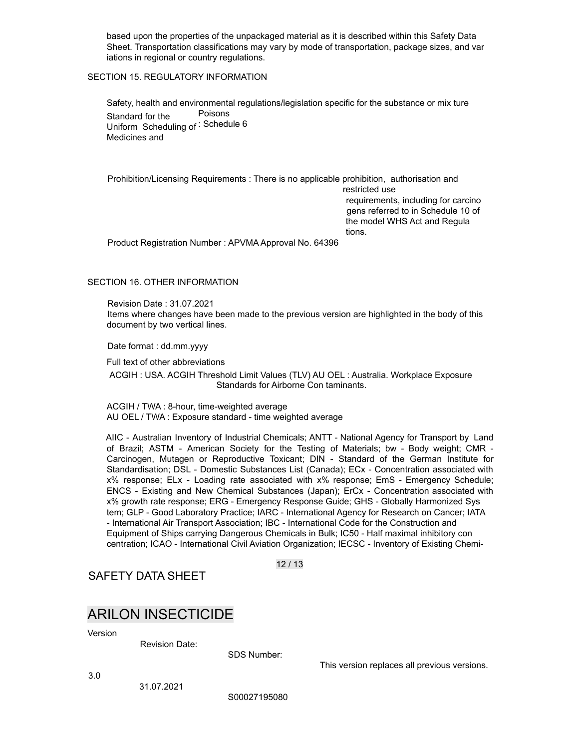based upon the properties of the unpackaged material as it is described within this Safety Data Sheet. Transportation classifications may vary by mode of transportation, package sizes, and variations in regional or country regulations.

## SECTION 15. REGULATORY INFORMATION

Safety, health and environmental regulations/legislation specific for the substance or mixture

Standard for the Uniform Scheduling of Medicines and Poisons : Schedule 6

Prohibition/Licensing Requirements : There is no applicable prohibition, authorisation and restricted use requirements, including for carcinogens referred to in Schedule 10 of the model WHS Act and Regulations.

Product Registration Number : APVMA Approval No. 64396

## SECTION 16. OTHER INFORMATION

Revision Date : 31.07.2021

Items where changes have been made to the previous version are highlighted in the body of this document by two vertical lines.

Date format : dd.mm.yyyy

Full text of other abbreviations

ACGIH : USA. ACGIH Threshold Limit Values (TLV)

AU OEL : Australia. Workplace Exposure Standards for Airborne Contaminants.

ACGIH / TWA : 8-hour, time-weighted average

AU OEL / TWA : Exposure standard - time weighted average

AIIC - Australian Inventory of Industrial Chemicals; ANTT - National Agency for Transport by Land of Brazil; ASTM - American Society for the Testing of Materials; bw - Body weight; CMR - Carcinogen, Mutagen or Reproductive Toxicant; DIN - Standard of the German Institute for Standardisation; DSL - Domestic Substances List (Canada); ECx - Concentration associated with x% response; ELx - Loading rate associated with x% response; EmS - Emergency Schedule; ENCS - Existing and New Chemical Substances (Japan); ErCx - Concentration associated with x% growth rate response; ERG - Emergency Response Guide; GHS - Globally Harmonized System; GLP - Good Laboratory Practice; IARC - International Agency for Research on Cancer; IATA - International Air Transport Association; IBC - International Code for the Construction and Equipment of Ships carrying Dangerous Chemicals in Bulk; IC50 - Half maximal inhibitory concentration; ICAO - International Civil Aviation Organization; IECSC - Inventory of Existing Chemi-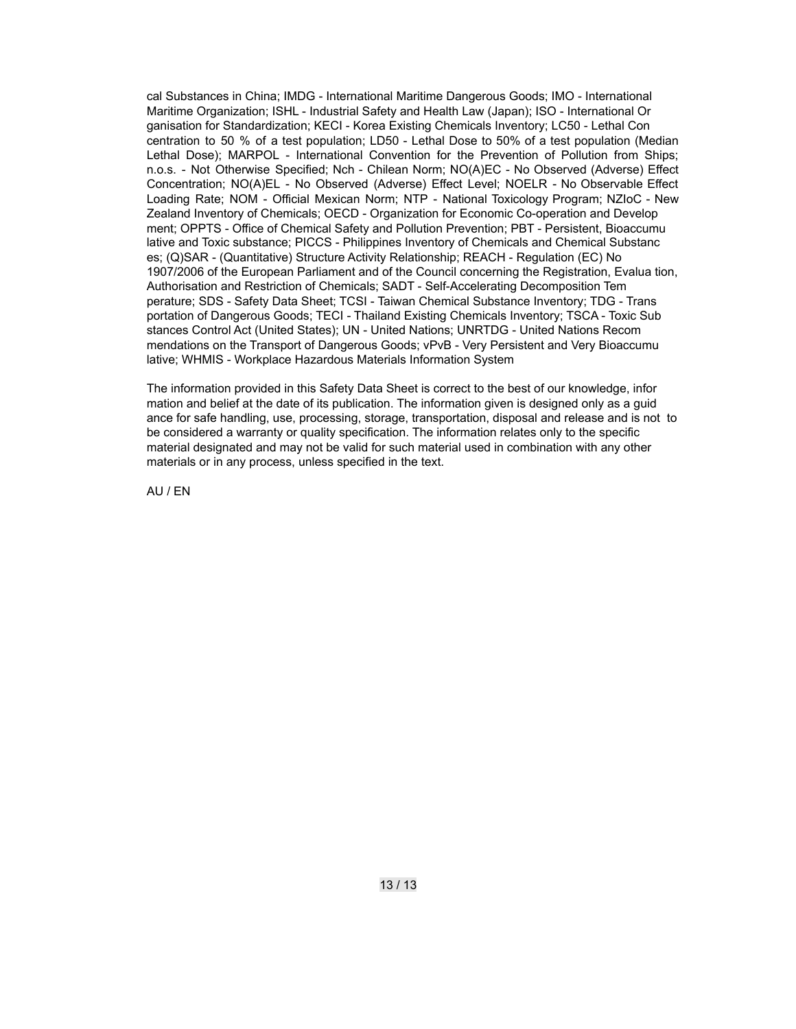cal Substances in China; IMDG - International Maritime Dangerous Goods; IMO - International Maritime Organization; ISHL - Industrial Safety and Health Law (Japan); ISO - International Or ganisation for Standardization; KECI - Korea Existing Chemicals Inventory; LC50 - Lethal Con centration to 50 % of a test population; LD50 - Lethal Dose to 50% of a test population (Median Lethal Dose); MARPOL - International Convention for the Prevention of Pollution from Ships; n.o.s. - Not Otherwise Specified; Nch - Chilean Norm; NO(A)EC - No Observed (Adverse) Effect Concentration; NO(A)EL - No Observed (Adverse) Effect Level; NOELR - No Observable Effect Loading Rate; NOM - Official Mexican Norm; NTP - National Toxicology Program; NZIoC - New Zealand Inventory of Chemicals; OECD - Organization for Economic Co-operation and Develop ment; OPPTS - Office of Chemical Safety and Pollution Prevention; PBT - Persistent, Bioaccumu lative and Toxic substance; PICCS - Philippines Inventory of Chemicals and Chemical Substanc es; (Q)SAR - (Quantitative) Structure Activity Relationship; REACH - Regulation (EC) No 1907/2006 of the European Parliament and of the Council concerning the Registration, Evalua tion, Authorisation and Restriction of Chemicals; SADT - Self-Accelerating Decomposition Tem perature; SDS - Safety Data Sheet; TCSI - Taiwan Chemical Substance Inventory; TDG - Trans portation of Dangerous Goods; TECI - Thailand Existing Chemicals Inventory; TSCA - Toxic Sub stances Control Act (United States); UN - United Nations; UNRTDG - United Nations Recom mendations on the Transport of Dangerous Goods; vPvB - Very Persistent and Very Bioaccumu lative; WHMIS - Workplace Hazardous Materials Information System

The information provided in this Safety Data Sheet is correct to the best of our knowledge, infor mation and belief at the date of its publication. The information given is designed only as a guid ance for safe handling, use, processing, storage, transportation, disposal and release and is not to be considered a warranty or quality specification. The information relates only to the specific material designated and may not be valid for such material used in combination with any other materials or in any process, unless specified in the text.

AU / EN